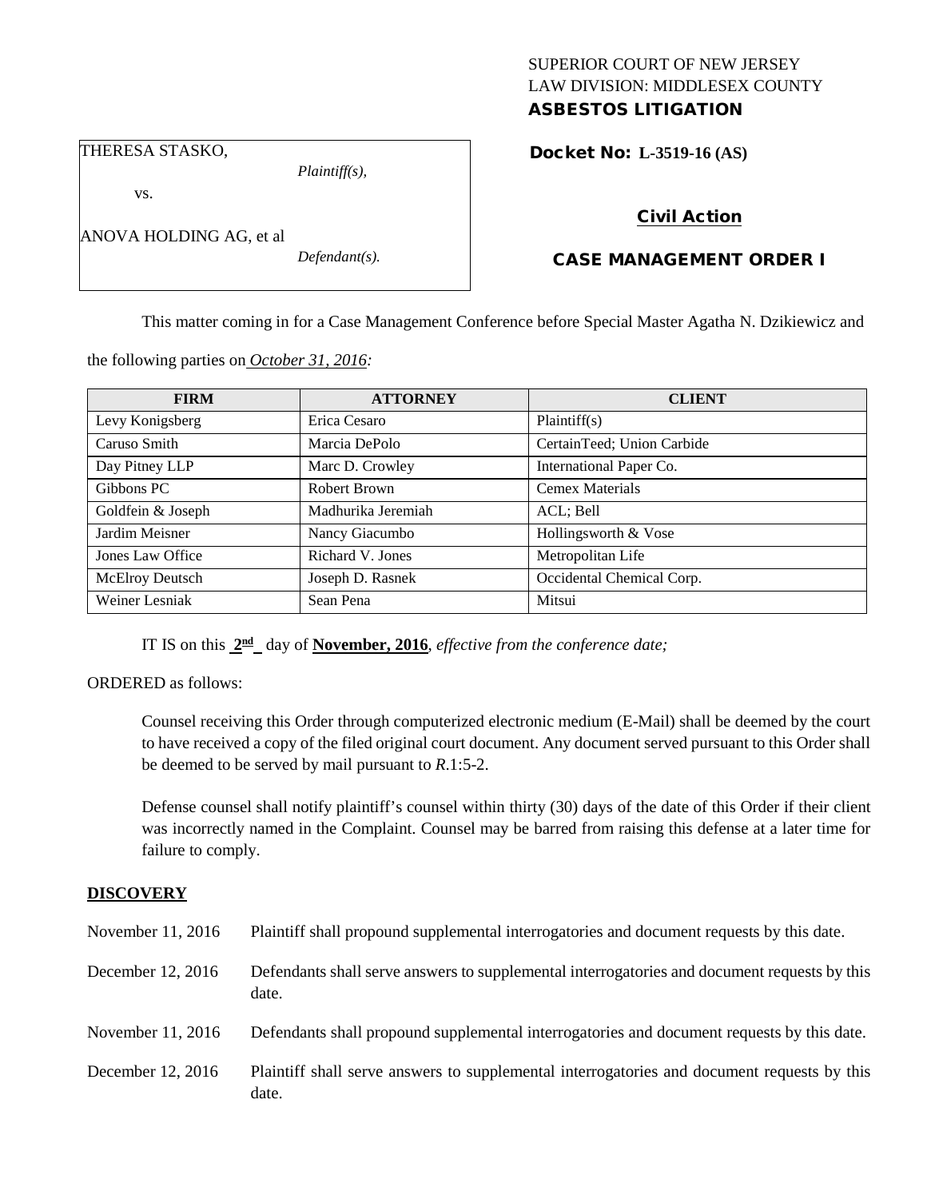SUPERIOR COURT OF NEW JERSEY
LAW DIVISION: MIDDLESEX COUNTY
**ASBESTOS LITIGATION**

THERESA STASKO,
*Plaintiff(s),*

vs.

ANOVA HOLDING AG, et al
*Defendant(s).*

**Docket No: L-3519-16 (AS)**

**Civil Action**

**CASE MANAGEMENT ORDER I**

This matter coming in for a Case Management Conference before Special Master Agatha N. Dzikiewicz and the following parties on *October 31, 2016:*

| FIRM | ATTORNEY | CLIENT |
|---|---|---|
| Levy Konigsberg | Erica Cesaro | Plaintiff(s) |
| Caruso Smith | Marcia DePolo | CertainTeed; Union Carbide |
| Day Pitney LLP | Marc D. Crowley | International Paper Co. |
| Gibbons PC | Robert Brown | Cemex Materials |
| Goldfein & Joseph | Madhurika Jeremiah | ACL; Bell |
| Jardim Meisner | Nancy Giacumbo | Hollingsworth & Vose |
| Jones Law Office | Richard V. Jones | Metropolitan Life |
| McElroy Deutsch | Joseph D. Rasnek | Occidental Chemical Corp. |
| Weiner Lesniak | Sean Pena | Mitsui |

IT IS on this **2nd** day of **November, 2016**, *effective from the conference date;*

ORDERED as follows:

Counsel receiving this Order through computerized electronic medium (E-Mail) shall be deemed by the court to have received a copy of the filed original court document. Any document served pursuant to this Order shall be deemed to be served by mail pursuant to *R.*1:5-2.

Defense counsel shall notify plaintiff's counsel within thirty (30) days of the date of this Order if their client was incorrectly named in the Complaint. Counsel may be barred from raising this defense at a later time for failure to comply.

## DISCOVERY

| | |
|---|---|
| November 11, 2016 | Plaintiff shall propound supplemental interrogatories and document requests by this date. |
| December 12, 2016 | Defendants shall serve answers to supplemental interrogatories and document requests by this date. |
| November 11, 2016 | Defendants shall propound supplemental interrogatories and document requests by this date. |
| December 12, 2016 | Plaintiff shall serve answers to supplemental interrogatories and document requests by this date. |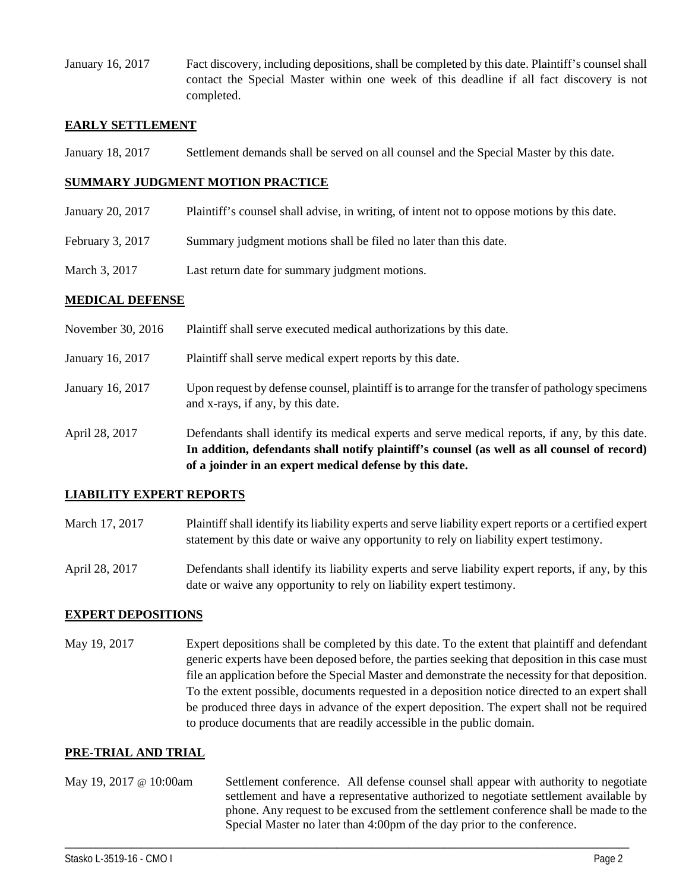January 16, 2017 Fact discovery, including depositions, shall be completed by this date. Plaintiff's counsel shall contact the Special Master within one week of this deadline if all fact discovery is not completed.

**EARLY SETTLEMENT**

January 18, 2017 Settlement demands shall be served on all counsel and the Special Master by this date.

**SUMMARY JUDGMENT MOTION PRACTICE**

January 20, 2017 Plaintiff's counsel shall advise, in writing, of intent not to oppose motions by this date.

February 3, 2017 Summary judgment motions shall be filed no later than this date.

March 3, 2017 Last return date for summary judgment motions.

**MEDICAL DEFENSE**

November 30, 2016 Plaintiff shall serve executed medical authorizations by this date.

January 16, 2017 Plaintiff shall serve medical expert reports by this date.

January 16, 2017 Upon request by defense counsel, plaintiff is to arrange for the transfer of pathology specimens and x-rays, if any, by this date.

April 28, 2017 Defendants shall identify its medical experts and serve medical reports, if any, by this date. **In addition, defendants shall notify plaintiff's counsel (as well as all counsel of record) of a joinder in an expert medical defense by this date.**

**LIABILITY EXPERT REPORTS**

March 17, 2017 Plaintiff shall identify its liability experts and serve liability expert reports or a certified expert statement by this date or waive any opportunity to rely on liability expert testimony.

April 28, 2017 Defendants shall identify its liability experts and serve liability expert reports, if any, by this date or waive any opportunity to rely on liability expert testimony.

**EXPERT DEPOSITIONS**

May 19, 2017 Expert depositions shall be completed by this date. To the extent that plaintiff and defendant generic experts have been deposed before, the parties seeking that deposition in this case must file an application before the Special Master and demonstrate the necessity for that deposition. To the extent possible, documents requested in a deposition notice directed to an expert shall be produced three days in advance of the expert deposition. The expert shall not be required to produce documents that are readily accessible in the public domain.

**PRE-TRIAL AND TRIAL**

May 19, 2017 @ 10:00am Settlement conference. All defense counsel shall appear with authority to negotiate settlement and have a representative authorized to negotiate settlement available by phone. Any request to be excused from the settlement conference shall be made to the Special Master no later than 4:00pm of the day prior to the conference.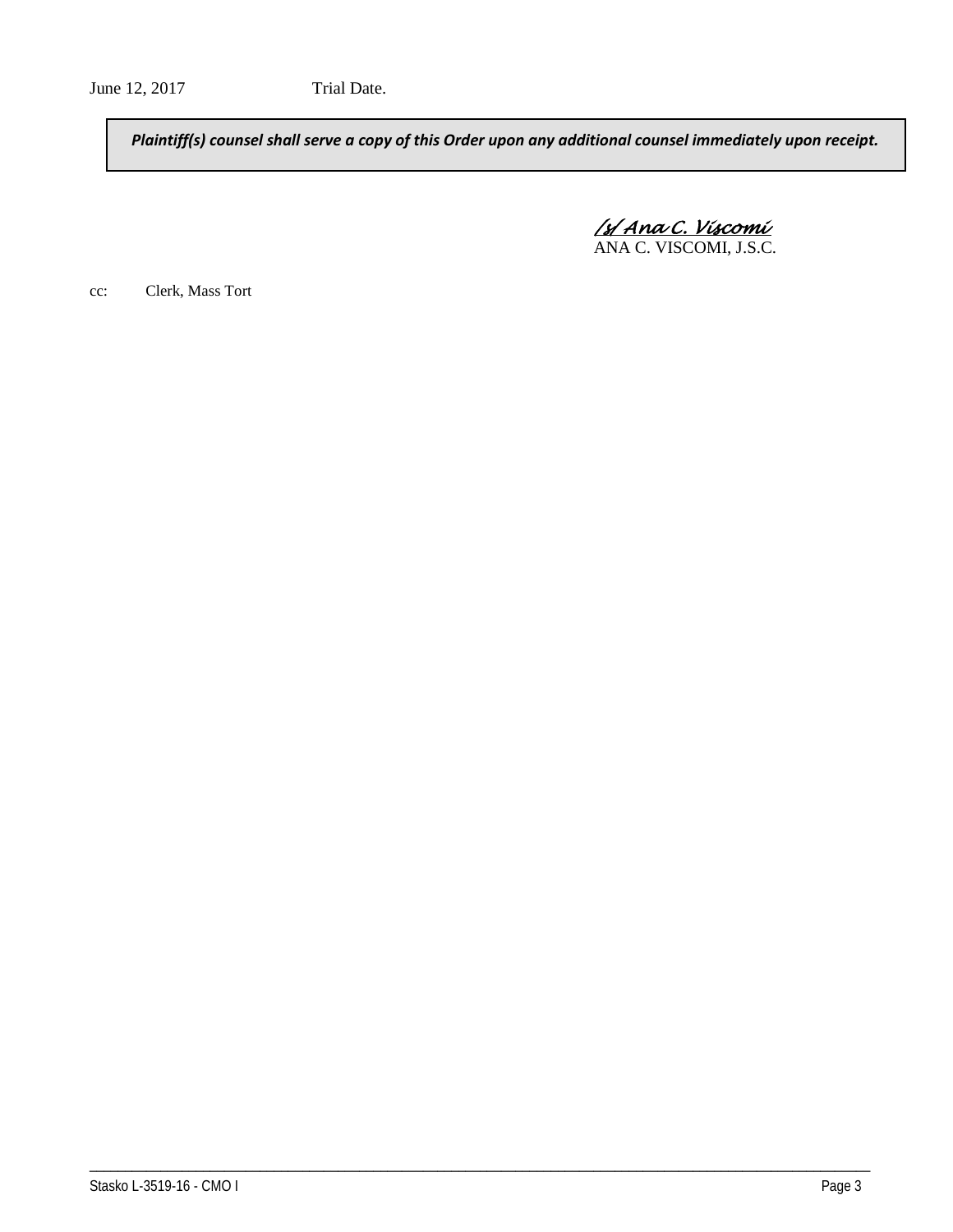| | |
|---|---|
| June 12, 2017 | Trial Date. |

***Plaintiff(s) counsel shall serve a copy of this Order upon any additional counsel immediately upon receipt.***

/s/ Ana C. Viscomi
ANA C. VISCOMI, J.S.C.

cc: Clerk, Mass Tort